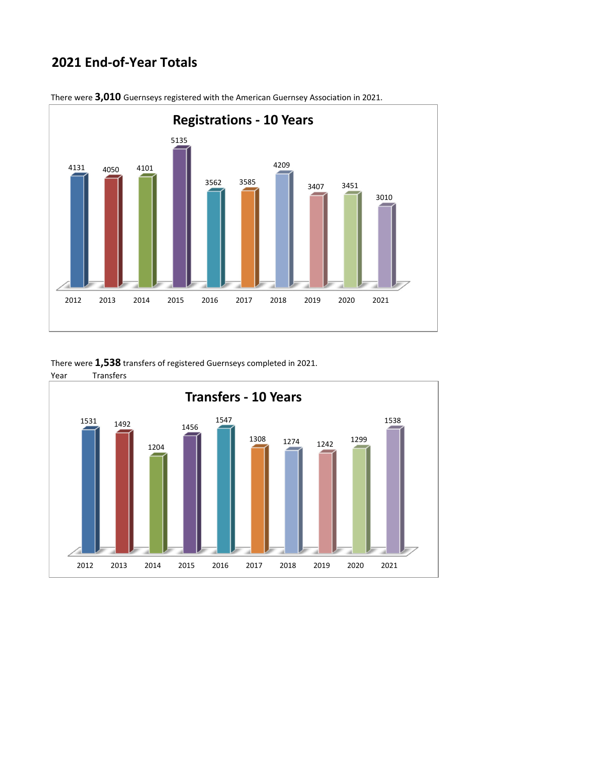## 2021 End-of-Year Totals

There were **3,010** Guernseys registered with the American Guernsey Association in 2021.

**Registrations - 10 Years**

| Year | Registrations |
|---|---|
| 2012 | 4131 |
| 2013 | 4050 |
| 2014 | 4101 |
| 2015 | 5135 |
| 2016 | 3562 |
| 2017 | 3585 |
| 2018 | 4209 |
| 2019 | 3407 |
| 2020 | 3451 |
| 2021 | 3010 |

There were **1,538** transfers of registered Guernseys completed in 2021.

**Transfers - 10 Years**

| Year | Transfers |
|---|---|
| 2012 | 1531 |
| 2013 | 1492 |
| 2014 | 1204 |
| 2015 | 1456 |
| 2016 | 1547 |
| 2017 | 1308 |
| 2018 | 1274 |
| 2019 | 1242 |
| 2020 | 1299 |
| 2021 | 1538 |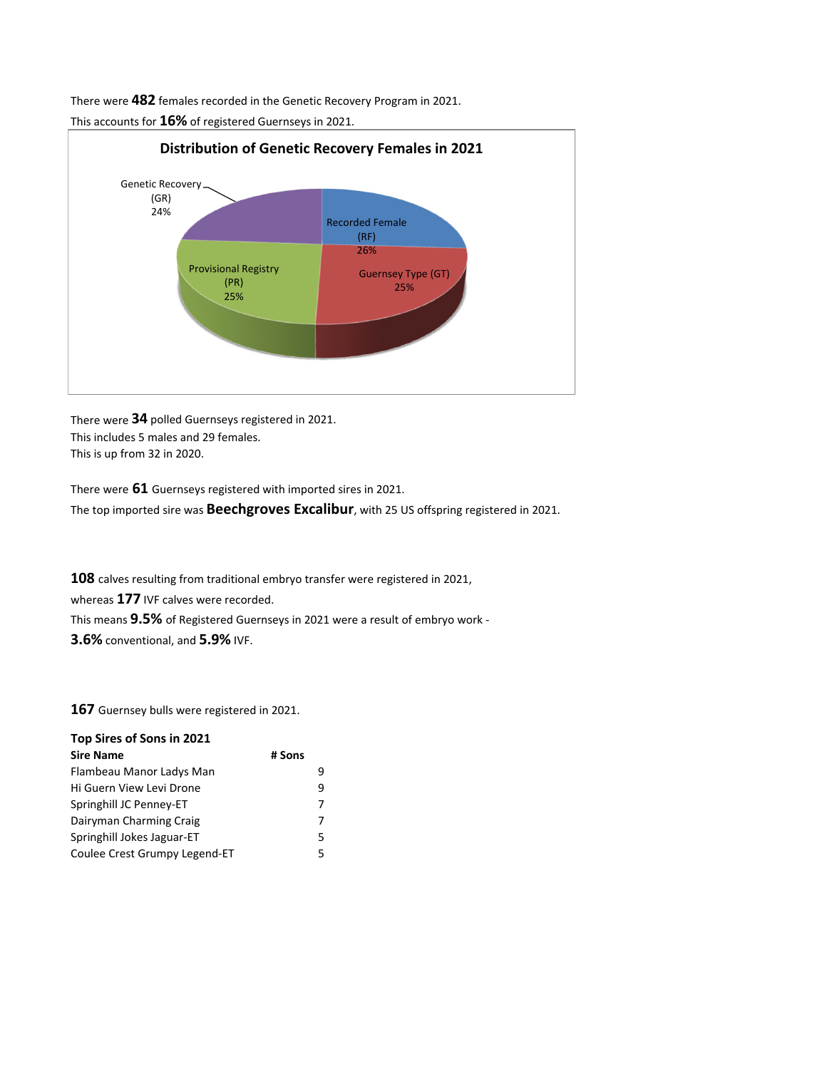There were **482** females recorded in the Genetic Recovery Program in 2021.

This accounts for **16%** of registered Guernseys in 2021.

**Distribution of Genetic Recovery Females in 2021**

| Category | Percentage |
|---|---|
| Genetic Recovery (GR) | 24% |
| Recorded Female (RF) | 26% |
| Guernsey Type (GT) | 25% |
| Provisional Registry (PR) | 25% |

There were **34** polled Guernseys registered in 2021.
This includes 5 males and 29 females.
This is up from 32 in 2020.

There were **61** Guernseys registered with imported sires in 2021.

The top imported sire was **Beechgroves Excalibur**, with 25 US offspring registered in 2021.

**108** calves resulting from traditional embryo transfer were registered in 2021,

whereas **177** IVF calves were recorded.

This means **9.5%** of Registered Guernseys in 2021 were a result of embryo work -

**3.6%** conventional, and **5.9%** IVF.

**167** Guernsey bulls were registered in 2021.

**Top Sires of Sons in 2021**

| Sire Name | # Sons |
|---|---|
| Flambeau Manor Ladys Man | 9 |
| Hi Guern View Levi Drone | 9 |
| Springhill JC Penney-ET | 7 |
| Dairyman Charming Craig | 7 |
| Springhill Jokes Jaguar-ET | 5 |
| Coulee Crest Grumpy Legend-ET | 5 |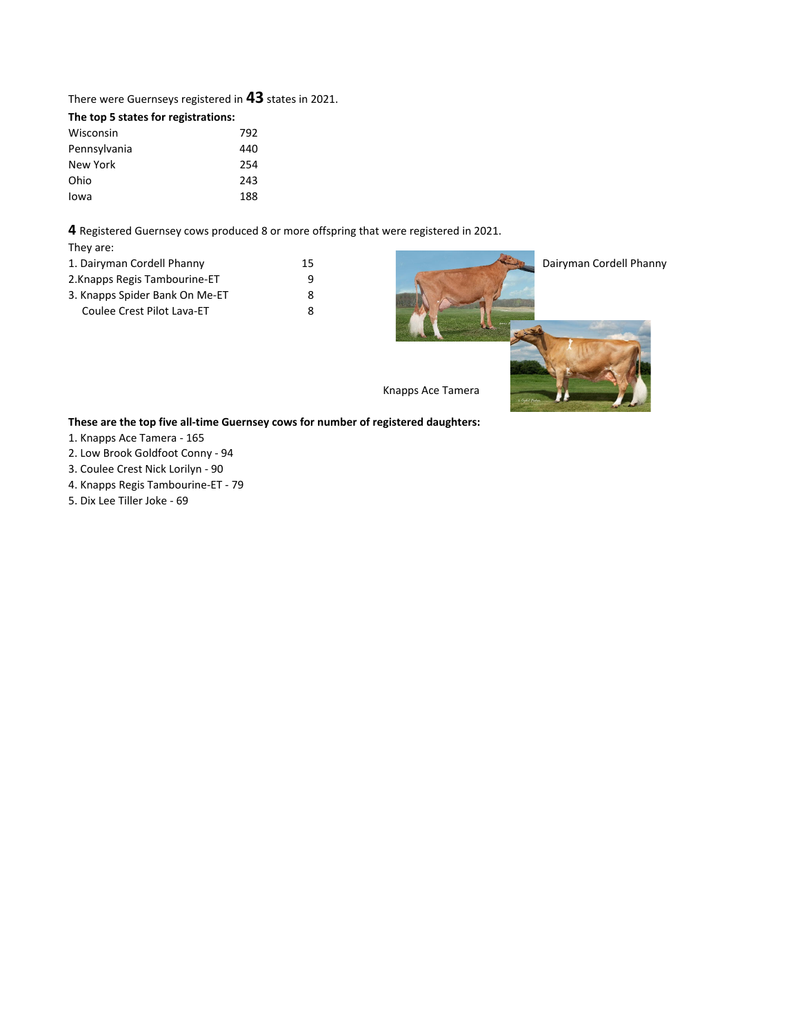There were Guernseys registered in **43** states in 2021.

**The top 5 states for registrations:**

| | |
|---|---|
| Wisconsin | 792 |
| Pennsylvania | 440 |
| New York | 254 |
| Ohio | 243 |
| Iowa | 188 |

**4** Registered Guernsey cows produced 8 or more offspring that were registered in 2021.

They are:

| | |
|---|---|
| 1. Dairyman Cordell Phanny | 15 |
| 2.Knapps Regis Tambourine-ET | 9 |
| 3. Knapps Spider Bank On Me-ET | 8 |
| Coulee Crest Pilot Lava-ET | 8 |

Dairyman Cordell Phanny

Knapps Ace Tamera

**These are the top five all-time Guernsey cows for number of registered daughters:**

1. Knapps Ace Tamera - 165
2. Low Brook Goldfoot Conny - 94
3. Coulee Crest Nick Lorilyn - 90
4. Knapps Regis Tambourine-ET - 79
5. Dix Lee Tiller Joke - 69